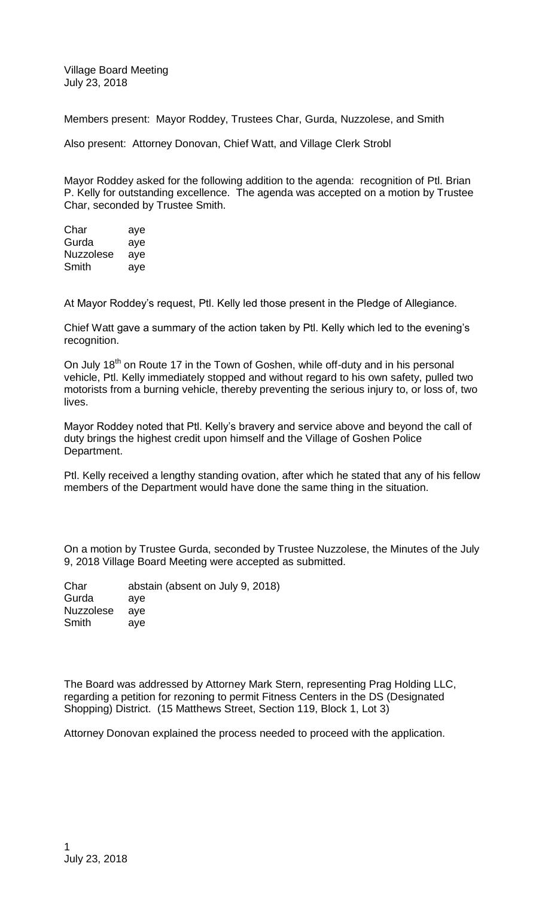Village Board Meeting
July 23, 2018

Members present: Mayor Roddey, Trustees Char, Gurda, Nuzzolese, and Smith

Also present: Attorney Donovan, Chief Watt, and Village Clerk Strobl

Mayor Roddey asked for the following addition to the agenda: recognition of Ptl. Brian P. Kelly for outstanding excellence. The agenda was accepted on a motion by Trustee Char, seconded by Trustee Smith.

| | |
|---|---|
| Char | aye |
| Gurda | aye |
| Nuzzolese | aye |
| Smith | aye |

At Mayor Roddey's request, Ptl. Kelly led those present in the Pledge of Allegiance.

Chief Watt gave a summary of the action taken by Ptl. Kelly which led to the evening's recognition.

On July 18th on Route 17 in the Town of Goshen, while off-duty and in his personal vehicle, Ptl. Kelly immediately stopped and without regard to his own safety, pulled two motorists from a burning vehicle, thereby preventing the serious injury to, or loss of, two lives.

Mayor Roddey noted that Ptl. Kelly's bravery and service above and beyond the call of duty brings the highest credit upon himself and the Village of Goshen Police Department.

Ptl. Kelly received a lengthy standing ovation, after which he stated that any of his fellow members of the Department would have done the same thing in the situation.

On a motion by Trustee Gurda, seconded by Trustee Nuzzolese, the Minutes of the July 9, 2018 Village Board Meeting were accepted as submitted.

| | |
|---|---|
| Char | abstain (absent on July 9, 2018) |
| Gurda | aye |
| Nuzzolese | aye |
| Smith | aye |

The Board was addressed by Attorney Mark Stern, representing Prag Holding LLC, regarding a petition for rezoning to permit Fitness Centers in the DS (Designated Shopping) District. (15 Matthews Street, Section 119, Block 1, Lot 3)

Attorney Donovan explained the process needed to proceed with the application.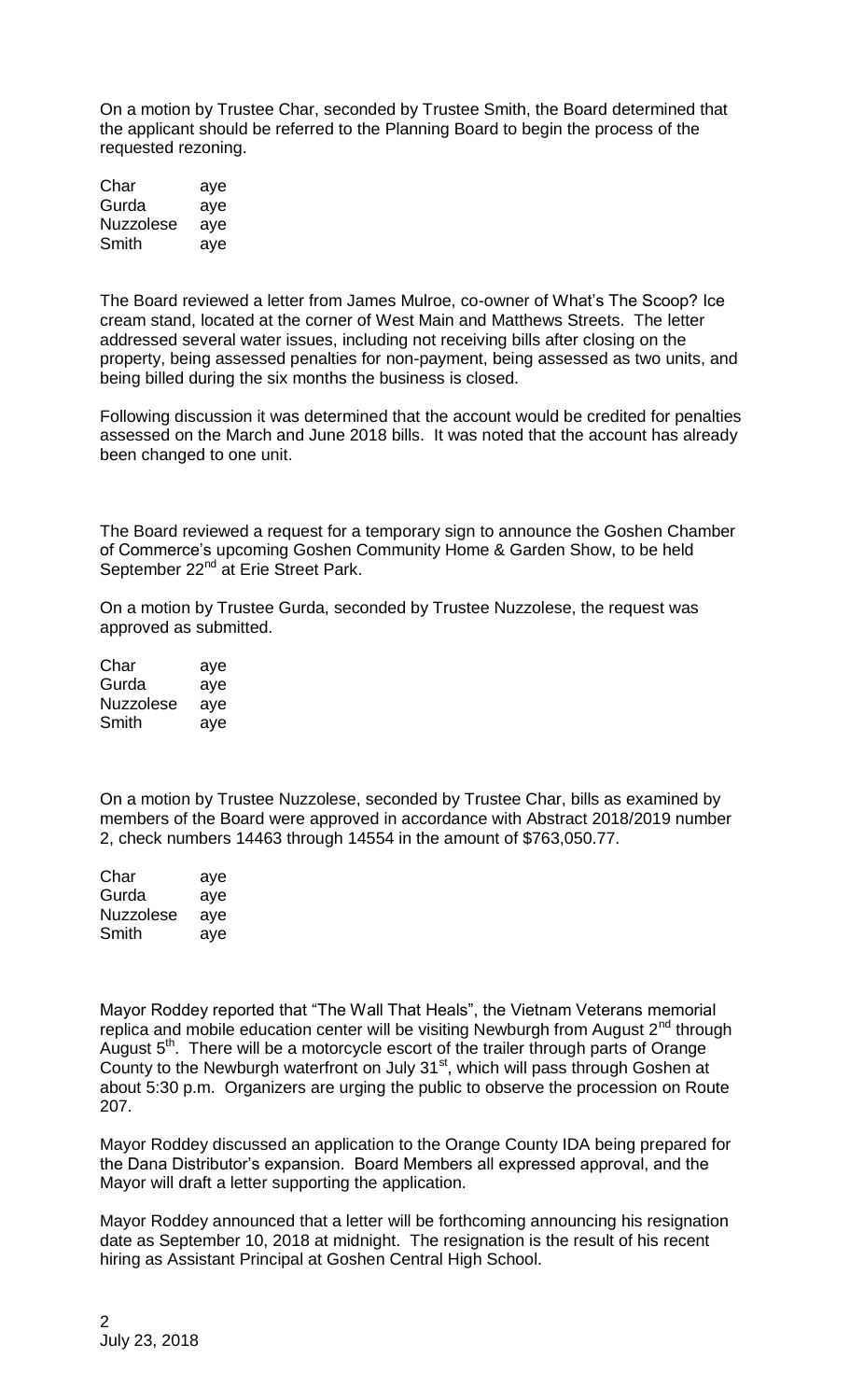On a motion by Trustee Char, seconded by Trustee Smith, the Board determined that the applicant should be referred to the Planning Board to begin the process of the requested rezoning.

| | |
|---|---|
| Char | aye |
| Gurda | aye |
| Nuzzolese | aye |
| Smith | aye |

The Board reviewed a letter from James Mulroe, co-owner of What's The Scoop? Ice cream stand, located at the corner of West Main and Matthews Streets. The letter addressed several water issues, including not receiving bills after closing on the property, being assessed penalties for non-payment, being assessed as two units, and being billed during the six months the business is closed.

Following discussion it was determined that the account would be credited for penalties assessed on the March and June 2018 bills. It was noted that the account has already been changed to one unit.

The Board reviewed a request for a temporary sign to announce the Goshen Chamber of Commerce's upcoming Goshen Community Home & Garden Show, to be held September 22nd at Erie Street Park.

On a motion by Trustee Gurda, seconded by Trustee Nuzzolese, the request was approved as submitted.

| | |
|---|---|
| Char | aye |
| Gurda | aye |
| Nuzzolese | aye |
| Smith | aye |

On a motion by Trustee Nuzzolese, seconded by Trustee Char, bills as examined by members of the Board were approved in accordance with Abstract 2018/2019 number 2, check numbers 14463 through 14554 in the amount of $763,050.77.

| | |
|---|---|
| Char | aye |
| Gurda | aye |
| Nuzzolese | aye |
| Smith | aye |

Mayor Roddey reported that "The Wall That Heals", the Vietnam Veterans memorial replica and mobile education center will be visiting Newburgh from August 2nd through August 5th. There will be a motorcycle escort of the trailer through parts of Orange County to the Newburgh waterfront on July 31st, which will pass through Goshen at about 5:30 p.m. Organizers are urging the public to observe the procession on Route 207.

Mayor Roddey discussed an application to the Orange County IDA being prepared for the Dana Distributor's expansion. Board Members all expressed approval, and the Mayor will draft a letter supporting the application.

Mayor Roddey announced that a letter will be forthcoming announcing his resignation date as September 10, 2018 at midnight. The resignation is the result of his recent hiring as Assistant Principal at Goshen Central High School.

July 23, 2018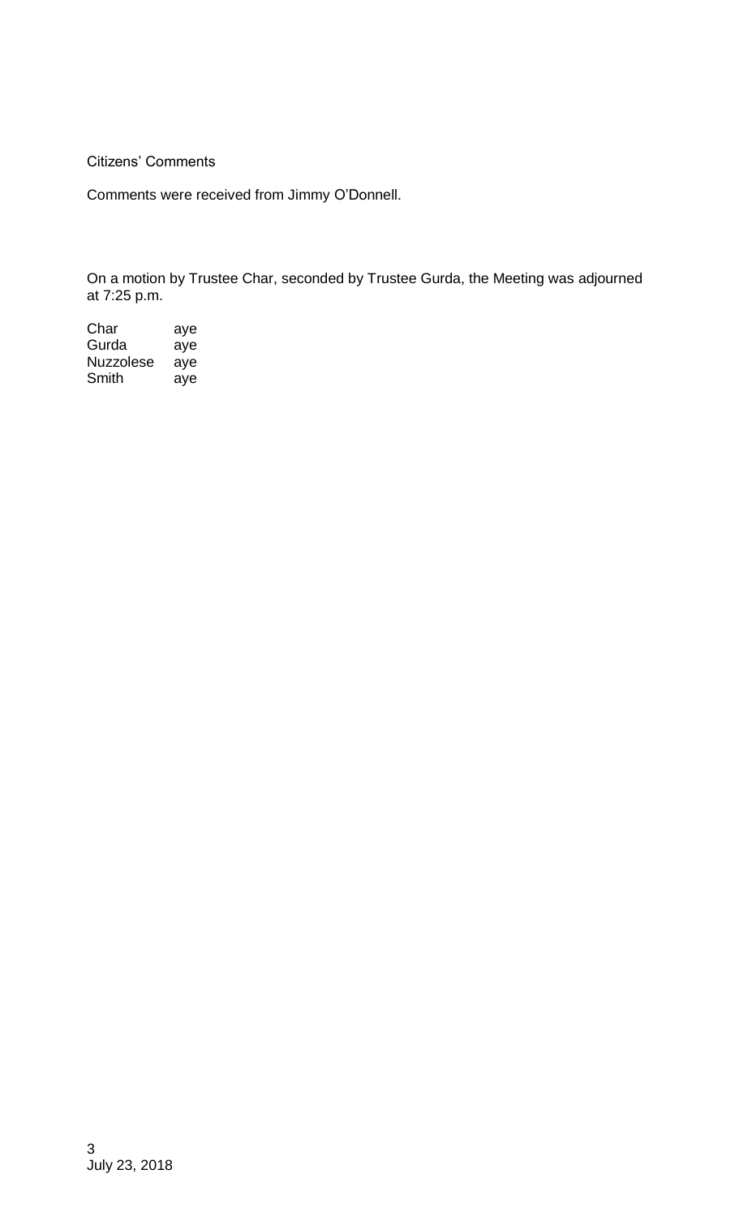Citizens' Comments

Comments were received from Jimmy O'Donnell.

On a motion by Trustee Char, seconded by Trustee Gurda, the Meeting was adjourned at 7:25 p.m.

| | |
|---|---|
| Char | aye |
| Gurda | aye |
| Nuzzolese | aye |
| Smith | aye |